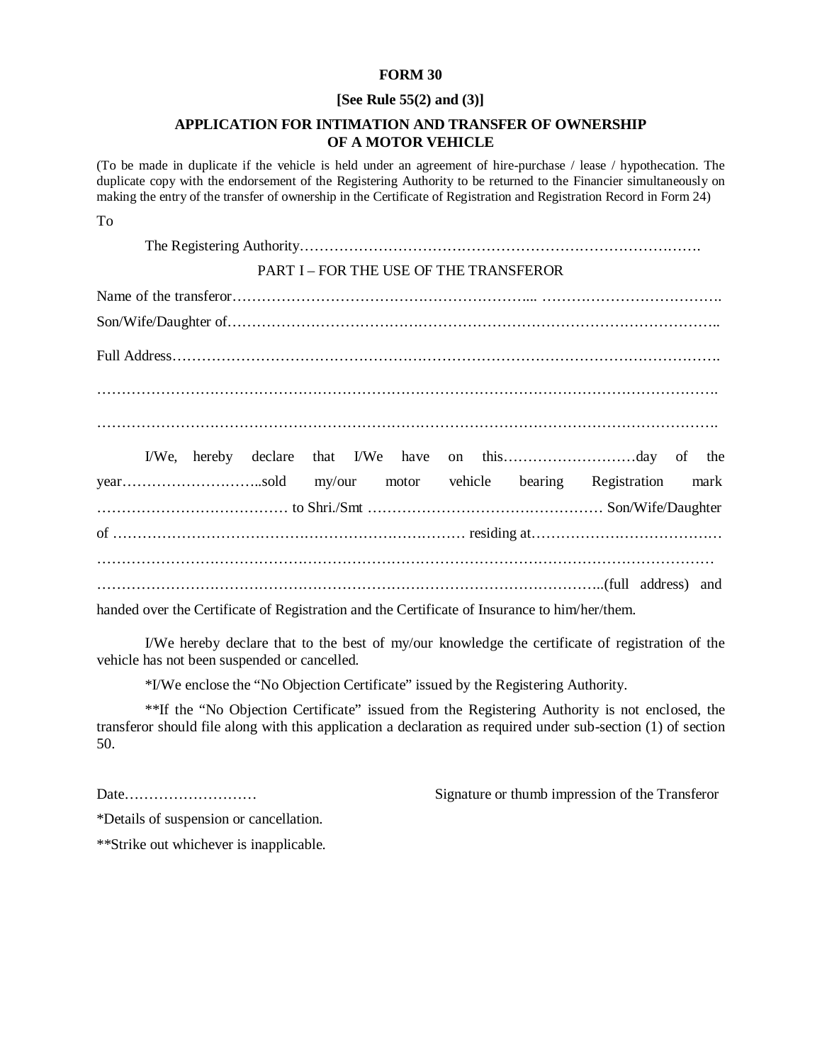**FORM 30**

**[See Rule 55(2) and (3)]**

**APPLICATION FOR INTIMATION AND TRANSFER OF OWNERSHIP OF A MOTOR VEHICLE**

(To be made in duplicate if the vehicle is held under an agreement of hire-purchase / lease / hypothecation. The duplicate copy with the endorsement of the Registering Authority to be returned to the Financier simultaneously on making the entry of the transfer of ownership in the Certificate of Registration and Registration Record in Form 24)

To

The Registering Authority…………………………………………………………………………….

PART I – FOR THE USE OF THE TRANSFEROR

Name of the transferor……………………………………………………... ……………………………….

Son/Wife/Daughter of………………………………………………………………………………………..

Full Address…………………………………………………………………………………………………….

……………………………………………………………………………………………………………….

……………………………………………………………………………………………………………….

I/We, hereby declare that I/We have on this………………………day of the year………………………..sold my/our motor vehicle bearing Registration mark ………………………………… to Shri./Smt ………………………………………… Son/Wife/Daughter of ……………………………………………………………… residing at………………………………… ……………………………………………………………………………………………………………… …………………………………………………………………………………………..(full address) and handed over the Certificate of Registration and the Certificate of Insurance to him/her/them.

I/We hereby declare that to the best of my/our knowledge the certificate of registration of the vehicle has not been suspended or cancelled.

*I/We enclose the "No Objection Certificate" issued by the Registering Authority.

**If the "No Objection Certificate" issued from the Registering Authority is not enclosed, the transferor should file along with this application a declaration as required under sub-section (1) of section 50.

Date………………………    Signature or thumb impression of the Transferor

*Details of suspension or cancellation.

**Strike out whichever is inapplicable.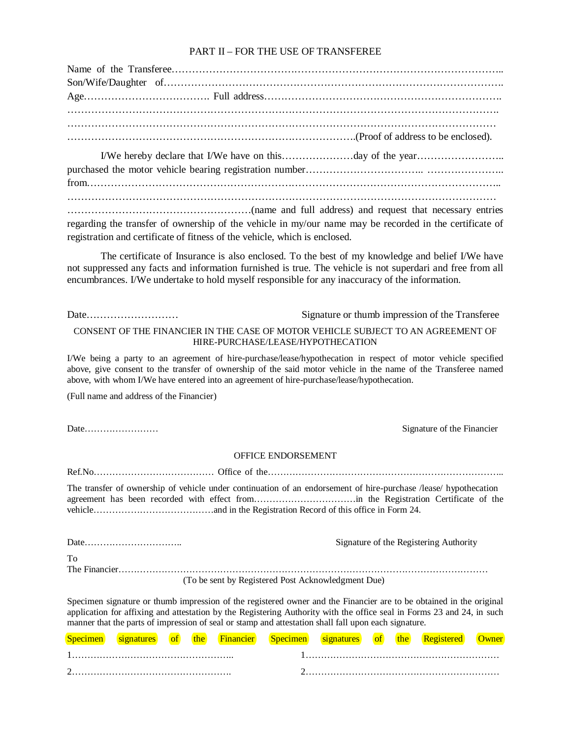## PART II – FOR THE USE OF TRANSFEREE

Name of the Transferee…………………………………………………………………………………..
Son/Wife/Daughter of……………………………………………………………………………………….
Age………………………………. Full address……………………………………………………………….
………………………………………………………………………………………………………………….
…………………………………………………………………………………………………………………
…………………………………………………………………….(Proof of address to be enclosed).

I/We hereby declare that I/We have on this…………………day of the year……………………..
purchased the motor vehicle bearing registration number…………………………….. …………………..
from………………………………………………………………………………………………………..
…………………………………………………………………………………………………………………
………………………………………………(name and full address) and request that necessary entries regarding the transfer of ownership of the vehicle in my/our name may be recorded in the certificate of registration and certificate of fitness of the vehicle, which is enclosed.

The certificate of Insurance is also enclosed. To the best of my knowledge and belief I/We have not suppressed any facts and information furnished is true. The vehicle is not superdari and free from all encumbrances. I/We undertake to hold myself responsible for any inaccuracy of the information.

Date………………………  Signature or thumb impression of the Transferee

### CONSENT OF THE FINANCIER IN THE CASE OF MOTOR VEHICLE SUBJECT TO AN AGREEMENT OF HIRE-PURCHASE/LEASE/HYPOTHECATION

I/We being a party to an agreement of hire-purchase/lease/hypothecation in respect of motor vehicle specified above, give consent to the transfer of ownership of the said motor vehicle in the name of the Transferee named above, with whom I/We have entered into an agreement of hire-purchase/lease/hypothecation.

(Full name and address of the Financier)

Date……………………  Signature of the Financier

### OFFICE ENDORSEMENT

Ref.No………………………………… Office of the…………………………………………………………………..

The transfer of ownership of vehicle under continuation of an endorsement of hire-purchase /lease/ hypothecation agreement has been recorded with effect from……………………………in the Registration Certificate of the vehicle…………………………………and in the Registration Record of this office in Form 24.

Date…………………………..  Signature of the Registering Authority

To
The Financier………………………………………………………………………………………………………
(To be sent by Registered Post Acknowledgment Due)

Specimen signature or thumb impression of the registered owner and the Financier are to be obtained in the original application for affixing and attestation by the Registering Authority with the office seal in Forms 23 and 24, in such manner that the parts of impression of seal or stamp and attestation shall fall upon each signature.

| Specimen signatures of the Financier | Specimen signatures of the Registered Owner |
|---|---|
| 1…………………………………………….. | 1……………………………………………………… |
| 2……………………………………………. | 2……………………………………………………… |